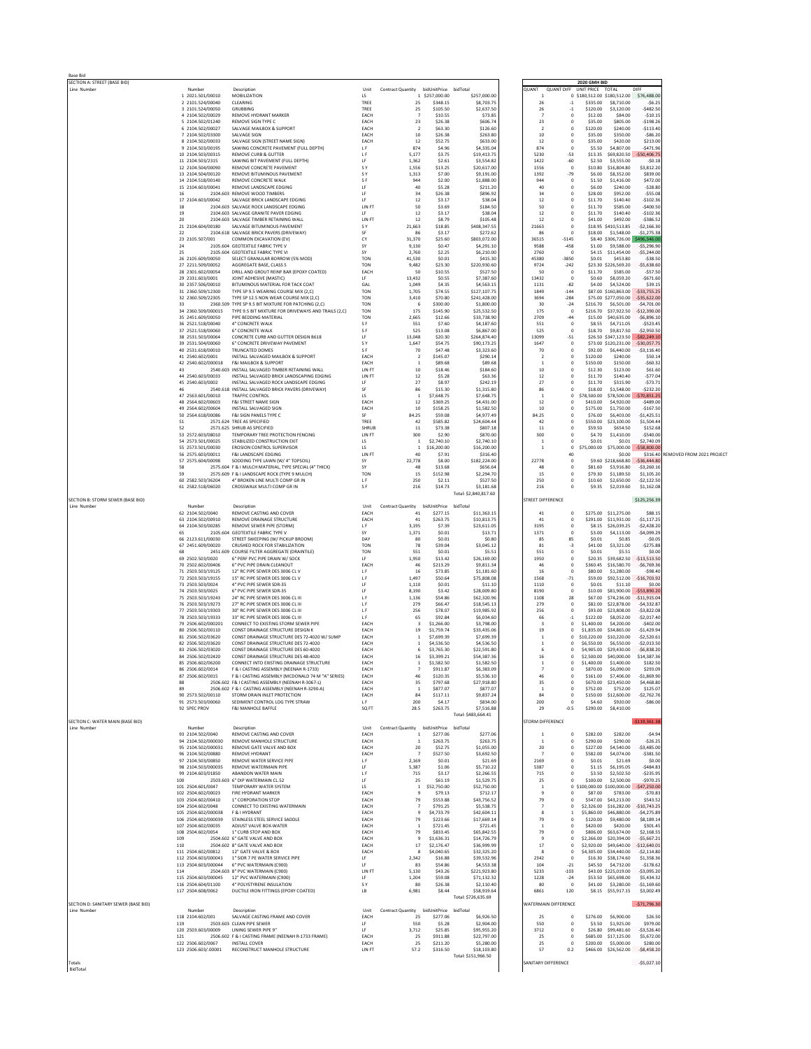Base Bid

## SECTION A: STREET (BASE BID)

| Line Number | Number | Description | Unit | Contract Quantity | bidUnitPrice | bidTotal | QUANT | QUANT DIFF | UNIT PRICE | TOTAL | DIFF |
|---|---|---|---|---|---|---|---|---|---|---|---|
| | | | | | | | | | 2020 GMH BID | | |
| 1 | 2021.501/00010 | MOBILIZATION | LS | 1 | $257,000.00 | $257,000.00 | 1 | 0 | $180,512.00 | $180,512.00 | $76,488.00 |
| 2 | 2101.524/00040 | CLEARING | TREE | 25 | $348.15 | $8,703.75 | 26 | -1 | $335.00 | $8,710.00 | -$6.25 |
| 3 | 2101.524/00050 | GRUBBING | TREE | 25 | $105.50 | $2,637.50 | 26 | -1 | $120.00 | $3,120.00 | -$482.50 |
| 4 | 2104.502/00029 | REMOVE HYDRANT MARKER | EACH | 7 | $10.55 | $73.85 | 7 | 0 | $12.00 | $84.00 | -$10.15 |
| 5 | 2104.502/01240 | REMOVE SIGN TYPE C | EACH | 23 | $26.38 | $606.74 | 23 | 0 | $35.00 | $805.00 | -$198.26 |
| 6 | 2104.502/00027 | SALVAGE MAILBOX & SUPPORT | EACH | 2 | $63.30 | $126.60 | 2 | 0 | $120.00 | $240.00 | -$113.40 |
| 7 | 2104.502/03300 | SALVAGE SIGN | EACH | 10 | $26.38 | $263.80 | 10 | 0 | $35.00 | $350.00 | -$86.20 |
| 8 | 2104.502/00033 | SALVAGE SIGN (STREET NAME SIGN) | EACH | 12 | $52.75 | $633.00 | 12 | 0 | $35.00 | $420.00 | $213.00 |
| 9 | 2104.503/00195 | SAWING CONCRETE PAVEMENT (FULL DEPTH) | LF | 874 | $4.96 | $4,335.04 | 874 | 0 | $5.50 | $4,807.00 | -$471.96 |
| 10 | 2104.503/00315 | REMOVE CURB & GUTTER | LF | 5,177 | $3.75 | $19,413.75 | 5230 | -53 | $13.35 | $69,820.50 | -$50,406.75 |
| 11 | 2104.503/2315 | SAWING BIT PAVEMENT (FULL DEPTH) | LF | 1,362 | $2.61 | $3,554.82 | 1422 | -60 | $2.50 | $3,555.00 | -$0.18 |
| 12 | 2104.504/00090 | REMOVE CONCRETE PAVEMENT | SY | 1,556 | $13.25 | $20,617.00 | 1556 | 0 | $10.80 | $16,804.80 | $3,812.20 |
| 13 | 2104.504/00120 | REMOVE BITUMINOUS PAVEMENT | SY | 1,313 | $7.00 | $9,191.00 | 1392 | -79 | $6.00 | $8,352.00 | $839.00 |
| 14 | 2104.518/00140 | REMOVE CONCRETE WALK | SF | 944 | $2.00 | $1,888.00 | 944 | 0 | $1.50 | $1,416.00 | $472.00 |
| 15 | 2104.603/00041 | REMOVE LANDSCAPE EDGING | LF | 40 | $5.28 | $211.20 | 40 | 0 | $6.00 | $240.00 | -$28.80 |
| 16 | 2104.603 | REMOVE WOOD TIMBERS | LF | 34 | $26.38 | $896.92 | 34 | 0 | $28.00 | $952.00 | -$55.08 |
| 17 | 2104.603/00042 | SALVAGE BRICK LANDSCAPE EDGING | LF | 12 | $3.17 | $38.04 | 12 | 0 | $11.70 | $140.40 | -$102.36 |
| 18 | 2104.603 | SALVAGE ROCK LANDSCAPE EDGING | LIN FT | 50 | $3.69 | $184.50 | 50 | 0 | $11.70 | $585.00 | -$400.50 |
| 19 | 2104.603 | SALVAGE GRANITE PAVER EDGING | LF | 12 | $3.17 | $38.04 | 12 | 0 | $11.70 | $140.40 | -$102.36 |
| 20 | 2104.603 | SALVAGE TIMBER RETAINING WALL | LIN FT | 12 | $8.79 | $105.48 | 12 | 0 | $41.00 | $492.00 | -$386.52 |
| 21 | 2104.604/00180 | SALVAGE BITUMINOUS PAVEMENT | SY | 21,663 | $18.85 | $408,347.55 | 21663 | 0 | $18.95 | $410,513.85 | -$2,166.30 |
| 22 | 2104.618 | SALVAGE BRICK PAVERS (DRIVEWAY) | SF | 86 | $3.17 | $272.62 | 86 | 0 | $18.00 | $1,548.00 | -$1,275.38 |
| 23 | 2105.507/001 | COMMON EXCAVATION (EV) | CY | 31,370 | $25.60 | $803,072.00 | 36515 | -5145 | $8.40 | $306,726.00 | $496,346.00 |
| 24 | 2105.604 | GEOTEXTILE FABRIC TYPE V | SY | 9,130 | $0.47 | $4,291.10 | 9588 | -458 | $1.00 | $9,588.00 | -$5,296.90 |
| 25 | 2105.604 | GEOTEXTILE FABRIC TYPE VI | SY | 2,760 | $2.25 | $6,210.00 | 2760 | 0 | $4.15 | $11,454.00 | -$5,244.00 |
| 26 | 2105.609/00050 | SELECT GRANULAR BORROW (5% MOD) | TON | 41,530 | $0.01 | $415.30 | 45380 | -3850 | $0.01 | $453.80 | -$38.50 |
| 27 | 2211.509/00052 | AGGREGATE BASE, CLASS 5 | TON | 9,482 | $23.30 | $220,930.60 | 9724 | -242 | $23.30 | $226,569.20 | -$5,638.60 |
| 28 | 2301.602/00054 | DRILL AND GROUT REINF BAR (EPOXY COATED) | EACH | 50 | $10.55 | $527.50 | 50 | 0 | $11.70 | $585.00 | -$57.50 |
| 29 | 2331.603/0001 | JOINT ADHESIVE (MASTIC) | LF | 13,432 | $0.55 | $7,387.60 | 13432 | 0 | $0.60 | $8,059.20 | -$671.60 |
| 30 | 2357.506/00010 | BITUMINOUS MATERIAL FOR TACK COAT | GAL | 1,049 | $4.35 | $4,563.15 | 1131 | -82 | $4.00 | $4,524.00 | $39.15 |
| 31 | 2360.509/12300 | TYPE SP 9.5 WEARING COURSE MIX (2,C) | TON | 1,705 | $74.55 | $127,107.75 | 1849 | -144 | $87.00 | $160,863.00 | -$33,755.25 |
| 32 | 2360.509/22305 | TYPE SP 12.5 NON WEAR COURSE MIX (2,C) | TON | 3,410 | $70.80 | $241,428.00 | 3694 | -284 | $75.00 | $277,050.00 | -$35,622.00 |
| 33 | 2360.509 | TYPE SP 9.5 BIT MIXTURE FOR PATCHING (2,C) | TON | 6 | $300.00 | $1,800.00 | 30 | -24 | $216.70 | $6,501.00 | -$4,701.00 |
| 34 | 2360.509/000015 | TYPE 9.5 BIT MIXTURE FOR DRIVEWAYS AND TRAILS (2,C) | TON | 175 | $145.90 | $25,532.50 | 175 | 0 | $216.70 | $37,922.50 | -$12,390.00 |
| 35 | 2451.609/00050 | PIPE BEDDING MATERIAL | TON | 2,665 | $12.66 | $33,738.90 | 2709 | -44 | $15.00 | $40,635.00 | -$6,896.10 |
| 36 | 2521.518/00040 | 4" CONCRETE WALK | SF | 551 | $7.60 | $4,187.60 | 551 | 0 | $8.55 | $4,711.05 | -$523.45 |
| 37 | 2521.518/00060 | 6" CONCRETE WALK | SF | 525 | $13.08 | $6,867.00 | 525 | 0 | $18.70 | $9,817.50 | -$2,950.50 |
| 38 | 2531.503/00064 | CONCRETE CURB AND GUTTER DESIGN B618 | LF | 13,048 | $20.30 | $264,874.40 | 13099 | -51 | $26.50 | $347,123.50 | -$82,249.10 |
| 39 | 2531.504/00060 | 6" CONCRETE DRIVEWAY PAVEMENT | SY | 1,647 | $54.75 | $90,173.25 | 1647 | 0 | $73.00 | $120,231.00 | -$30,057.75 |
| 40 | 2531.618/00010 | TRUNCATED DOMES | SF | 70 | $47.48 | $3,323.60 | 70 | 0 | $92.00 | $6,440.00 | -$3,116.40 |
| 41 | 2540.602/0001 | INSTALL SALVAGED MAILBOX & SUPPORT | EACH | 2 | $145.07 | $290.14 | 2 | 0 | $120.00 | $240.00 | $50.14 |
| 42 | 2540.602/000018 | F&I MAILBOX & SUPPORT | EACH | 1 | $89.68 | $89.68 | 1 | 0 | $150.00 | $150.00 | -$60.32 |
| 43 | 2540.603 | INSTALL SALVAGED TIMBER RETAINING WALL | LIN FT | 10 | $18.46 | $184.60 | 10 | 0 | $12.30 | $123.00 | $61.60 |
| 44 | 2540.603/00033 | INSTALL SALVAGED BRICK LANDSCAPING EDGING | LIN FT | 12 | $5.28 | $63.36 | 12 | 0 | $11.70 | $140.40 | -$77.04 |
| 45 | 2540.603/0002 | INSTALL SALVAGED ROCK LANDSCAPE EDGING | LF | 27 | $8.97 | $242.19 | 27 | 0 | $11.70 | $315.90 | -$73.71 |
| 46 | 2540.618 | INSTALL SALVAGED BRICK PAVERS (DRIVEWAY) | SF | 86 | $15.30 | $1,315.80 | 86 | 0 | $18.00 | $1,548.00 | -$232.20 |
| 47 | 2563.601/00010 | TRAFFIC CONTROL | LS | 1 | $7,648.75 | $7,648.75 | 1 | 0 | $78,500.00 | $78,500.00 | -$70,851.25 |
| 48 | 2564.602/00603 | F&I STREET NAME SIGN | EACH | 12 | $369.25 | $4,431.00 | 12 | 0 | $410.00 | $4,920.00 | -$489.00 |
| 49 | 2564.602/00604 | INSTALL SALVAGED SIGN | EACH | 10 | $158.25 | $1,582.50 | 10 | 0 | $175.00 | $1,750.00 | -$167.50 |
| 50 | 2564.618/00086 | F&I SIGN PANELS TYPE C | SF | 84.25 | $59.08 | $4,977.49 | 84.25 | 0 | $76.00 | $6,403.00 | -$1,425.51 |
| 51 | 2571.524 | TREE AS SPECIFIED | TREE | 42 | $585.82 | $24,604.44 | 42 | 0 | $550.00 | $23,100.00 | $1,504.44 |
| 52 | 2571.625 | SHRUB AS SPECIFIED | SHRUB | 11 | $73.38 | $807.18 | 11 | 0 | $59.50 | $654.50 | $152.68 |
| 53 | 2572.603/08010 | TEMPORARY TREE PROTECTION FENCING | LIN FT | 300 | $2.90 | $870.00 | 300 | 0 | $4.70 | $1,410.00 | -$540.00 |
| 54 | 2573.501/00025 | STABILIZED CONSTRUCTION EXIT | LS | 1 | $2,740.10 | $2,740.10 | 1 | 0 | $0.01 | $0.01 | $2,740.09 |
| 55 | 2573.501/00030 | EROSION CONTROL SUPERVISOR | LS | 1 | $16,200.00 | $16,200.00 | 1 | 0 | $75,000.00 | $75,000.00 | -$58,800.00 |
| 56 | 2575.603/00011 | F&I LANDSCAPE EDGING | LIN FT | 40 | $7.91 | $316.40 | | 40 | | $0.00 | $316.40 REMOVED FROM 2021 PROJECT |
| 57 | 2575.604/00098 | SODDING TYPE LAWN (W/ 4" TOPSOIL) | SY | 22,778 | $8.00 | $182,224.00 | 22778 | 0 | $9.60 | $218,668.80 | -$36,444.80 |
| 58 | 2575.604 | F & I MULCH MATERIAL, TYPE SPECIAL (4" THICK) | SY | 48 | $13.68 | $656.64 | 48 | 0 | $81.60 | $3,916.80 | -$3,260.16 |
| 59 | 2575.609 | F & I LANDSCAPE ROCK (TYPE 9 MULCH) | TON | 15 | $152.98 | $2,294.70 | 15 | 0 | $79.30 | $1,189.50 | $1,105.20 |
| 60 | 2582.503/36204 | 4" BROKEN LINE MULTI COMP GR IN | LF | 250 | $2.11 | $527.50 | 250 | 0 | $10.60 | $2,650.00 | -$2,122.50 |
| 61 | 2582.518/06020 | CROSSWALK MULTI COMP GR IN | SF | 216 | $14.73 | $3,181.68 | 216 | 0 | $9.35 | $2,019.60 | $1,162.08 |
| | | | | | | Total: $2,840,817.60 | STREET DIFFERENCE | | | | $125,256.39 |

## SECTION B: STORM SEWER (BASE BID)

| Line Number | Number | Description | Unit | Contract Quantity | bidUnitPrice | bidTotal | QUANT | QUANT DIFF | UNIT PRICE | TOTAL | DIFF |
|---|---|---|---|---|---|---|---|---|---|---|---|
| 62 | 2104.502/0040 | REMOVE CASTING AND COVER | EACH | 41 | $277.15 | $11,363.15 | 41 | 0 | $275.00 | $11,275.00 | $88.15 |
| 63 | 2104.502/0910 | REMOVE DRAINAGE STRUCTURE | EACH | 41 | $263.75 | $10,813.75 | 41 | 0 | $291.00 | $11,931.00 | -$1,117.25 |
| 64 | 2104.503/00285 | REMOVE SEWER PIPE (STORM) | LF | 3,195 | $7.39 | $23,611.05 | 3195 | 0 | $8.15 | $26,039.25 | -$2,428.20 |
| 65 | 2105.604 | GEOTEXTILE FABRIC TYPE V | SY | 1,371 | $0.01 | $13.71 | 1371 | 0 | $3.00 | $4,113.00 | -$4,099.29 |
| 66 | 2123.611/00030 | STREET SWEEPING (W/ PICKUP BROOM) | DAY | 80 | $0.01 | $0.80 | 85 | 85 | $0.01 | $0.85 | -$0.05 |
| 67 | 2451.609/00020 | CRUSHED ROCK FOR STABILIZATION | TON | 78 | $39.04 | $3,045.12 | 81 | -3 | $41.00 | $3,321.00 | -$275.88 |
| 68 | 2451.609 | COURSE FILTER AGGREGATE (DRAINTILE) | TON | 551 | $0.01 | $5.51 | 551 | 0 | $0.01 | $5.51 | $0.00 |
| 69 | 2502.503/0020 | 6" PERF PVC PIPE DRAIN W/ SOCK | LF | 1,950 | $13.42 | $26,169.00 | 1950 | 0 | $20.35 | $39,682.50 | -$13,513.50 |
| 70 | 2502.602/00406 | 6" PVC PIPE DRAIN CLEANOUT | EACH | 46 | $213.29 | $9,811.34 | 46 | 0 | $360.45 | $16,580.70 | -$6,769.36 |
| 71 | 2503.503/19125 | 12" RC PIPE SEWER DES 3006 CL V | LF | 16 | $73.85 | $1,181.60 | 16 | 0 | $80.00 | $1,280.00 | -$98.40 |
| 72 | 2503.503/19155 | 15" RC PIPE SEWER DES 3006 CL V | LF | 1,497 | $50.64 | $75,808.08 | 1568 | -71 | $59.00 | $92,512.00 | -$16,703.92 |
| 73 | 2503.503/0024 | 4" PVC PIPE SEWER SDR-35 | LF | 1,110 | $0.01 | $11.10 | 1110 | 0 | $0.01 | $11.10 | $0.00 |
| 74 | 2503.503/0025 | 6" PVC PIPE SEWER SDR-35 | LF | 8,190 | $3.42 | $28,009.80 | 8190 | 0 | $10.00 | $81,900.00 | -$53,890.20 |
| 75 | 2503.503/19243 | 24" RC PIPE SEWER DES 3006 CL III | LF | 1,136 | $54.86 | $62,320.96 | 1108 | 28 | $67.00 | $74,236.00 | -$11,915.04 |
| 76 | 2503.503/19273 | 27" RC PIPE SEWER DES 3006 CL III | LF | 279 | $66.47 | $18,545.13 | 279 | 0 | $82.00 | $22,878.00 | -$4,332.87 |
| 77 | 2503.503/19303 | 30" RC PIPE SEWER DES 3006 CL III | LF | 256 | $78.07 | $19,985.92 | 256 | 0 | $93.00 | $23,808.00 | -$3,822.08 |
| 78 | 2503.503/19333 | 33" RC PIPE SEWER DES 3006 CL III | LF | 65 | $92.84 | $6,034.60 | 66 | -1 | $122.00 | $8,052.00 | -$2,017.40 |
| 79 | 2506.602/000201 | CONNECT TO EXISTING STORM SEWER PIPE | EACH | 3 | $1,266.00 | $3,798.00 | 3 | 0 | $1,400.00 | $4,200.00 | -$402.00 |
| 80 | 2506.502/00110 | CONST DRAINAGE STRUCTURE DESIGN K | EACH | 19 | $1,759.74 | $33,435.06 | 19 | 0 | $1,835.00 | $34,865.00 | -$1,429.94 |
| 81 | 2506.502/03620 | CONST DRAINAGE STRUCTURE DES 72-4020 W/ SUMP | EACH | 1 | $7,699.39 | $7,699.39 | 1 | 0 | $10,220.00 | $10,220.00 | -$2,520.61 |
| 82 | 2506.502/03620 | CONST DRAINAGE STRUCTURE DES 72-4020 | EACH | 1 | $4,536.50 | $4,536.50 | 1 | 0 | $6,550.00 | $6,550.00 | -$2,013.50 |
| 83 | 2506.502/03020 | CONST DRAINAGE STRUCTURE DES 60-4020 | EACH | 6 | $3,765.30 | $22,591.80 | 6 | 0 | $4,905.00 | $29,430.00 | -$6,838.20 |
| 84 | 2506.502/02420 | CONST DRAINAGE STRUCTURE DES 48-4020 | EACH | 16 | $3,399.21 | $54,387.36 | 16 | 0 | $2,500.00 | $40,000.00 | $14,387.36 |
| 85 | 2506.602/06200 | CONNECT INTO EXISTING DRAINAGE STRUCTURE | EACH | 1 | $1,582.50 | $1,582.50 | 1 | 0 | $1,400.00 | $1,400.00 | $182.50 |
| 86 | 2506.602/0014 | F & I CASTING ASSEMBLY (NEENAH R-1733) | EACH | 7 | $911.87 | $6,383.09 | 7 | 0 | $870.00 | $6,090.00 | $293.09 |
| 87 | 2506.602/0015 | F& I CASTING ASSEMBLY (MCDONALD 74 M "A" SERIES) | EACH | 46 | $120.35 | $5,536.10 | 46 | 0 | $161.00 | $7,406.00 | -$1,869.90 |
| 88 | 2506.602 | F& I CASTING ASSEMBLY (NEENAH R-3067-L) | EACH | 35 | $797.68 | $27,918.80 | 35 | 0 | $670.00 | $23,450.00 | $4,468.80 |
| 89 | 2506.602 | F & I CASTING ASSEMBLY (NEENAH R-3290-A) | EACH | 1 | $877.07 | $877.07 | 1 | 0 | $752.00 | $752.00 | $125.07 |
| 90 | 2573.502/00110 | STORM DRAIN INLET PROTECTION | EACH | 84 | $117.11 | $9,837.24 | 84 | 0 | $150.00 | $12,600.00 | -$2,762.76 |
| 91 | 2573.503/00060 | SEDIMENT CONTROL LOG TYPE STRAW | LF | 200 | $4.17 | $834.00 | 200 | 0 | $4.60 | $920.00 | -$86.00 |
| 92 | SPEC PROV | F&I MANHOLE BAFFLE | SQ FT | 28.5 | $263.75 | $7,516.88 | 29 | -0.5 | $290.00 | $8,410.00 | |
| | | | | | | Total: $483,664.41 | STORM DIFFERENCE | | | | -$119,361.38 |

## SECTION C: WATER MAIN (BASE BID)

| Line Number | Number | Description | Unit | Contract Quantity | bidUnitPrice | bidTotal | QUANT | QUANT DIFF | UNIT PRICE | TOTAL | DIFF |
|---|---|---|---|---|---|---|---|---|---|---|---|
| 93 | 2104.502/0040 | REMOVE CASTING AND COVER | EACH | 1 | $277.06 | $277.06 | 1 | 0 | $282.00 | $282.00 | -$4.94 |
| 94 | 2104.502/000030 | REMOVE MANHOLE STRUCTURE | EACH | 1 | $263.75 | $263.75 | 1 | 0 | $290.00 | $290.00 | -$26.25 |
| 95 | 2104.502/000031 | REMOVE GATE VALVE AND BOX | EACH | 20 | $52.75 | $1,055.00 | 20 | 0 | $227.00 | $4,540.00 | -$3,485.00 |
| 96 | 2104.502/0880 | REMOVE HYDRANT | EACH | 7 | $527.50 | $3,692.50 | 7 | 0 | $582.00 | $4,074.00 | -$381.50 |
| 97 | 2104.503/00850 | REMOVE WATER SERVICE PIPE | LF | 2,169 | $0.01 | $21.69 | 2169 | 0 | $0.01 | $21.69 | $0.00 |
| 98 | 2104.503/000035 | REMOVE WATERMAIN PIPE | LF | 5,387 | $1.06 | $5,710.22 | 5387 | 0 | $1.15 | $6,195.05 | -$484.83 |
| 99 | 2104.603/01850 | ABANDON WATER MAIN | LF | 715 | $3.17 | $2,266.55 | 715 | 0 | $3.50 | $2,502.50 | -$235.95 |
| 100 | 2503.603 | 6" DIP WATERMAIN CL.52 | LF | 25 | $61.19 | $1,529.75 | 25 | 0 | $100.00 | $2,500.00 | -$970.25 |
| 101 | 2504.601/0047 | TEMPORARY WATER SYSTEM | LS | 1 | $52,750.00 | $52,750.00 | 1 | 0 | $100,000.00 | $100,000.00 | -$47,250.00 |
| 102 | 2504.602/00023 | FIRE HYDRANT MARKER | EACH | 9 | $79.13 | $712.17 | 9 | 0 | $87.00 | $783.00 | -$70.83 |
| 103 | 2504.602/00410 | 1" CORPORATION STOP | EACH | 79 | $553.88 | $43,756.52 | 79 | 0 | $547.00 | $43,213.00 | $543.52 |
| 104 | 2504.602/0048 | CONNECT TO EXISTING WATERMAIN | EACH | 7 | $791.25 | $5,538.75 | 7 | 0 | $2,326.00 | $16,282.00 | -$10,743.25 |
| 105 | 2504.602/000038 | F & I HYDRANT | EACH | 8 | $4,733.79 | $42,604.11 | 8 | 1 | $5,860.00 | $46,880.00 | -$4,275.89 |
| 106 | 2504.602/000039 | STAINLESS STEEL SERVICE SADDLE | EACH | 79 | $223.66 | $17,669.14 | 79 | 0 | $120.00 | $9,480.00 | $8,189.14 |
| 107 | 2504.602/00035 | ADJUST VALVE BOX-WATER | EACH | 1 | $721.45 | $721.45 | 1 | 0 | $420.00 | $420.00 | $301.45 |
| 108 | 2504.602/0054 | 1" CURB STOP AND BOX | EACH | 79 | $833.45 | $65,842.55 | 79 | 0 | $806.00 | $63,674.00 | $2,168.55 |
| 109 | 2504.602 | 6" GATE VALVE AND BOX | EACH | 9 | $1,636.31 | $14,726.79 | 9 | 0 | $2,266.00 | $20,394.00 | -$5,667.21 |
| 110 | 2504.602 | 8" GATE VALVE AND BOX | EACH | 17 | $2,176.47 | $36,999.99 | 17 | 0 | $2,920.00 | $49,640.00 | -$12,640.01 |
| 111 | 2504.602/00812 | 12" GATE VALVE & BOX | EACH | 8 | $4,040.65 | $32,325.20 | 8 | 0 | $4,305.00 | $34,440.00 | -$2,114.80 |
| 112 | 2504.603/000041 | 1" SIDR 7 PE WATER SERVICE PIPE | LF | 2,342 | $16.88 | $39,532.96 | 2342 | 0 | $16.30 | $38,174.60 | $1,358.36 |
| 113 | 2504.603/000044 | 6" PVC WATERMAIN (C900) | LF | 83 | $54.86 | $4,553.38 | 104 | -21 | $45.50 | $4,732.00 | -$178.62 |
| 114 | 2504.603 | 8" PVC WATERMAIN (C900) | LIN FT | 5,130 | $43.26 | $221,923.80 | 5233 | -103 | $43.00 | $225,019.00 | -$3,095.20 |
| 115 | 2504.603/000045 | 12" PVC WATERMAIN (C900) | LF | 1,204 | $59.08 | $71,132.32 | 1228 | -24 | $53.50 | $65,698.00 | $5,434.32 |
| 116 | 2504.604/01100 | 4" POLYSTYRENE INSULATION | SY | 80 | $26.38 | $2,110.40 | 80 | 0 | $41.00 | $3,280.00 | -$1,169.60 |
| 117 | 2504.608/0062 | DUCTILE IRON FITTINGS (EPOXY COATED) | LB | 6,981 | $8.44 | $58,919.64 | 6861 | 120 | $8.15 | $55,917.15 | $3,002.49 |
| | | | | | | Total: $726,635.69 | WATERMAIN DIFFERENCE | | | | -$71,796.30 |

## SECTION D: SANITARY SEWER (BASE BID)

| Line Number | Number | Description | Unit | Contract Quantity | bidUnitPrice | bidTotal | QUANT | QUANT DIFF | UNIT PRICE | TOTAL | DIFF |
|---|---|---|---|---|---|---|---|---|---|---|---|
| 118 | 2104.602/001 | SALVAGE CASTING FRAME AND COVER | EACH | 25 | $277.06 | $6,926.50 | 25 | 0 | $276.00 | $6,900.00 | $26.50 |
| 119 | 2503.603 | CLEAN PIPE SEWER | LF | 550 | $5.28 | $2,904.00 | 550 | 0 | $3.50 | $1,925.00 | $979.00 |
| 120 | 2503.603/00009 | LINING SEWER PIPE 9" | LF | 3,712 | $25.85 | $95,955.20 | 3712 | 0 | $26.80 | $99,481.60 | -$3,526.40 |
| 121 | 2506.602 | F & I CASTING FRAME (NEENAH R-1733 FRAME) | EACH | 25 | $911.88 | $22,797.00 | 25 | 0 | $685.00 | $17,125.00 | $5,672.00 |
| 122 | 2506.602/0067 | INSTALL COVER | EACH | 25 | $211.20 | $5,280.00 | 25 | 0 | $200.00 | $5,000.00 | $280.00 |
| 123 | 2506.603/.00001 | RECONSTRUCT MANHOLE STRUCTURE | LIN FT | 57.2 | $316.50 | $18,103.80 | 57 | 0.2 | $466.00 | $26,562.00 | -$8,458.20 |
| | | | | | | Total: $151,966.50 | SANITARY DIFFERENCE | | | | -$5,027.10 |

Totals
BidTotal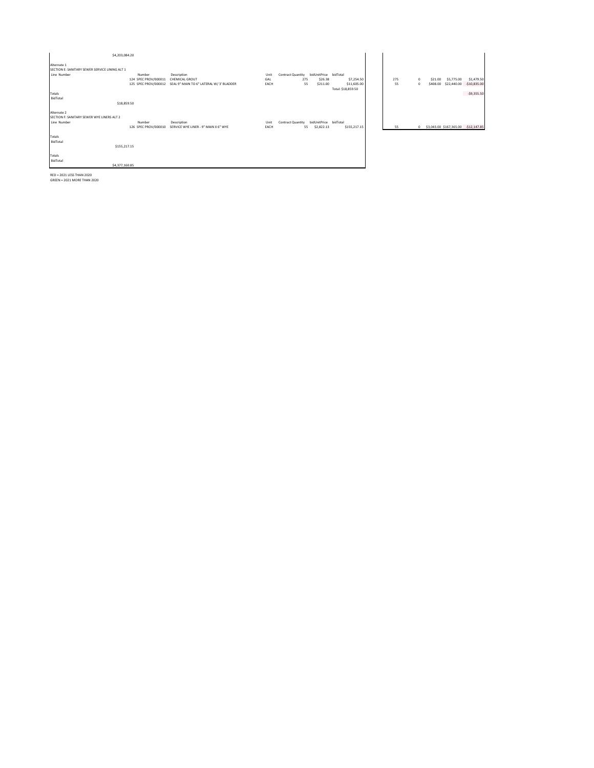$4,203,084.20

Alternate 1
SECTION E: SANITARY SEWER SERVICE LINING ALT 1

| Line Number | Number | Description | Unit | Contract Quantity | bidUnitPrice | bidTotal | | | | | |
|---|---|---|---|---|---|---|---|---|---|---|---|
| 124 | SPEC PROV/000011 | CHEMICAL GROUT | GAL | 275 | $26.38 | $7,254.50 | 275 | 0 | $21.00 | $5,775.00 | $1,479.50 |
| 125 | SPEC PROV/000012 | SEAL 9" MAIN TO 6" LATERAL W/ 3' BLADDER | EACH | 55 | $211.00 | $11,605.00 | 55 | 0 | $408.00 | $22,440.00 | -$10,835.00 |
| | | | | | | Total: $18,859.50 | | | | | |
| | | | | | | | | | | | -$9,355.50 |

Totals
BidTotal
$18,859.50

Alternate 2
SECTION F: SANITARY SEWER WYE LINERS ALT 2

| Line Number | Number | Description | Unit | Contract Quantity | bidUnitPrice | bidTotal | | | | | |
|---|---|---|---|---|---|---|---|---|---|---|---|
| 126 | SPEC PROV/000010 | SERVICE WYE LINER - 9" MAIN X 6" WYE | EACH | 55 | $2,822.13 | $155,217.15 | 55 | 0 | $3,043.00 | $167,365.00 | -$12,147.85 |

Totals
BidTotal
$155,217.15

Totals
BidTotal
$4,377,160.85

RED = 2021 LESS THAN 2020
GREEN = 2021 MORE THAN 2020